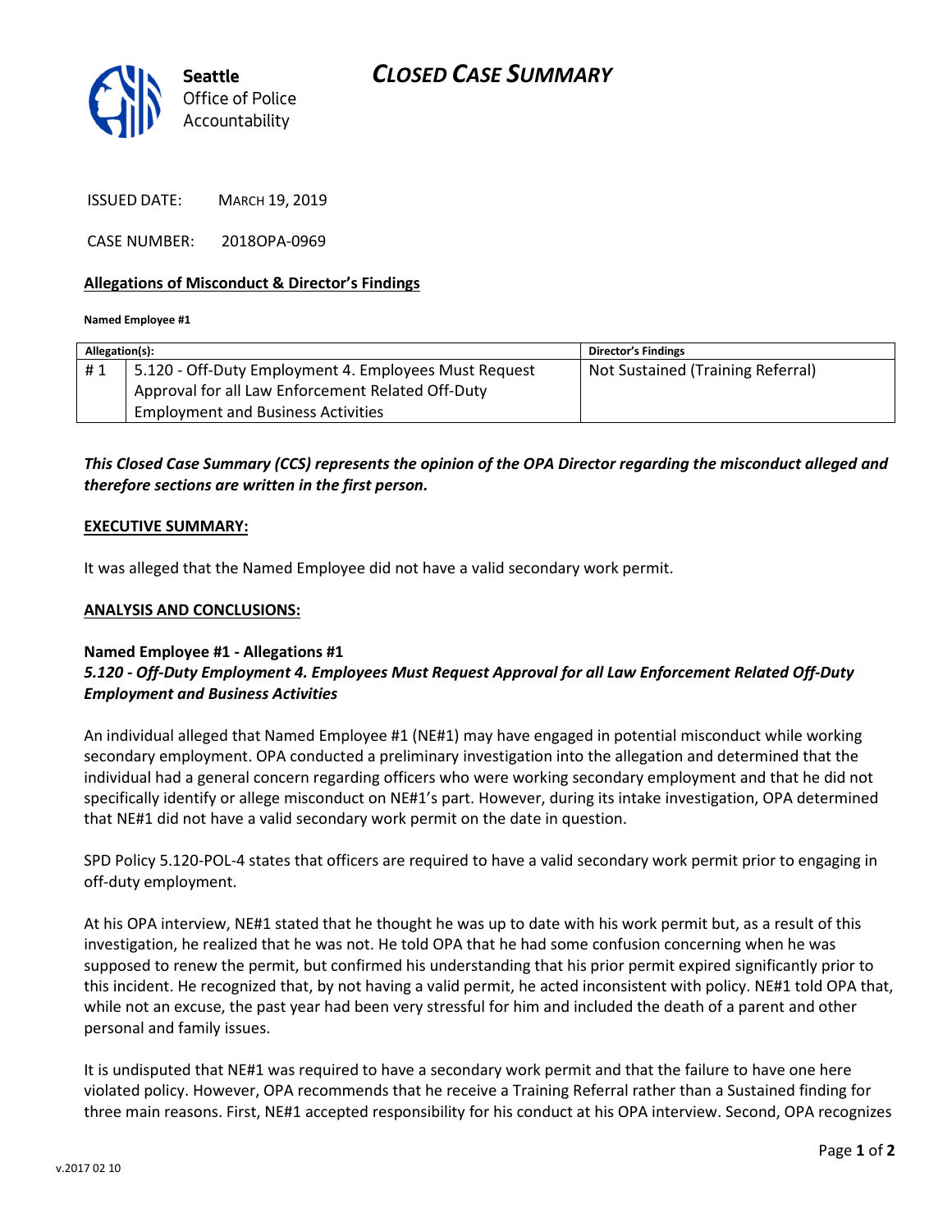# CLOSED CASE SUMMARY

**Seattle** Office of Police Accountability

ISSUED DATE: MARCH 19, 2019

CASE NUMBER: 2018OPA-0969

## Allegations of Misconduct & Director's Findings

**Named Employee #1**

| Allegation(s): | | Director's Findings |
|---|---|---|
| # 1 | 5.120 - Off-Duty Employment 4. Employees Must Request Approval for all Law Enforcement Related Off-Duty Employment and Business Activities | Not Sustained (Training Referral) |

***This Closed Case Summary (CCS) represents the opinion of the OPA Director regarding the misconduct alleged and therefore sections are written in the first person.***

## EXECUTIVE SUMMARY:

It was alleged that the Named Employee did not have a valid secondary work permit.

## ANALYSIS AND CONCLUSIONS:

### Named Employee #1 - Allegations #1
***5.120 - Off-Duty Employment 4. Employees Must Request Approval for all Law Enforcement Related Off-Duty Employment and Business Activities***

An individual alleged that Named Employee #1 (NE#1) may have engaged in potential misconduct while working secondary employment. OPA conducted a preliminary investigation into the allegation and determined that the individual had a general concern regarding officers who were working secondary employment and that he did not specifically identify or allege misconduct on NE#1's part. However, during its intake investigation, OPA determined that NE#1 did not have a valid secondary work permit on the date in question.

SPD Policy 5.120-POL-4 states that officers are required to have a valid secondary work permit prior to engaging in off-duty employment.

At his OPA interview, NE#1 stated that he thought he was up to date with his work permit but, as a result of this investigation, he realized that he was not. He told OPA that he had some confusion concerning when he was supposed to renew the permit, but confirmed his understanding that his prior permit expired significantly prior to this incident. He recognized that, by not having a valid permit, he acted inconsistent with policy. NE#1 told OPA that, while not an excuse, the past year had been very stressful for him and included the death of a parent and other personal and family issues.

It is undisputed that NE#1 was required to have a secondary work permit and that the failure to have one here violated policy. However, OPA recommends that he receive a Training Referral rather than a Sustained finding for three main reasons. First, NE#1 accepted responsibility for his conduct at his OPA interview. Second, OPA recognizes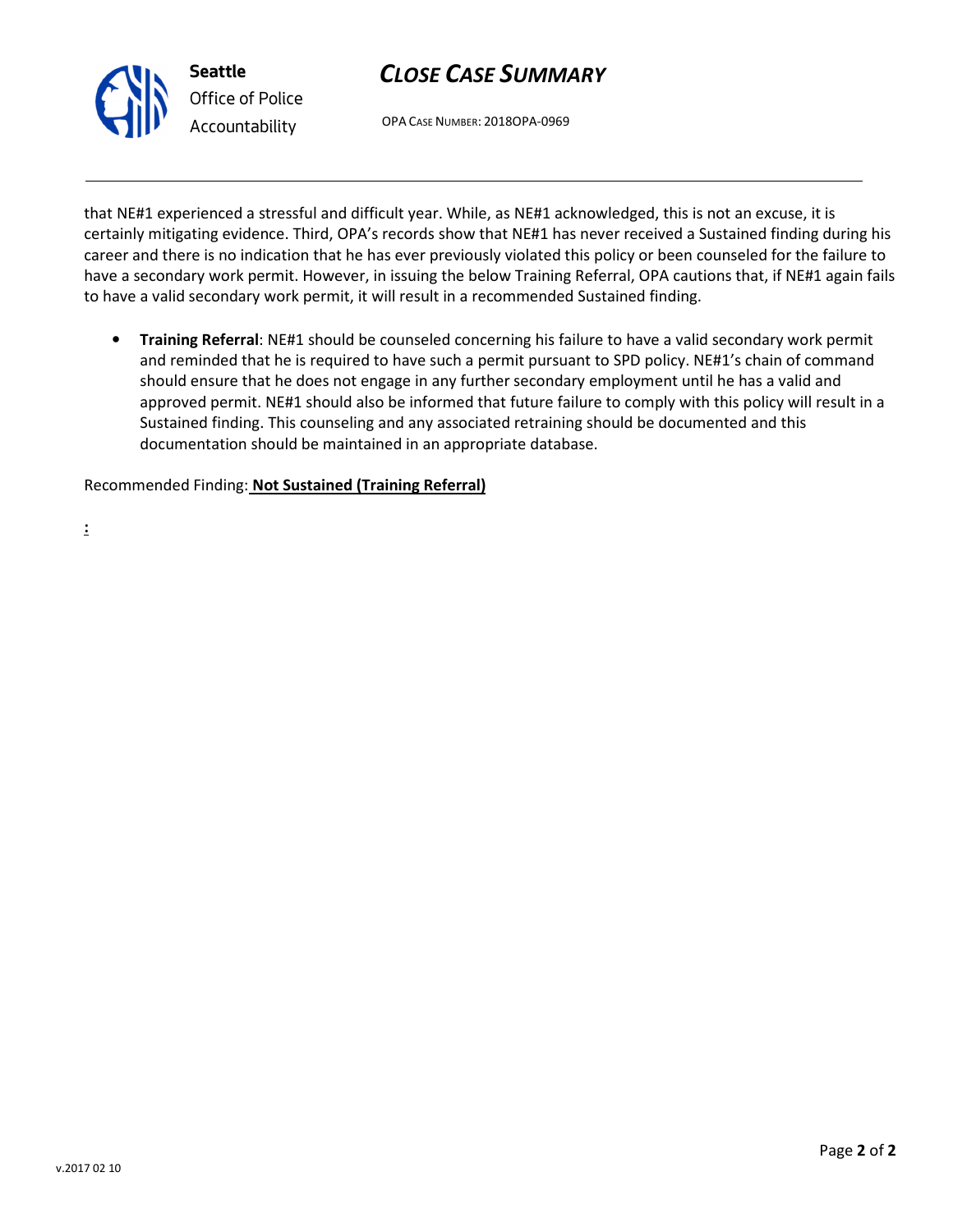that NE#1 experienced a stressful and difficult year. While, as NE#1 acknowledged, this is not an excuse, it is certainly mitigating evidence. Third, OPA's records show that NE#1 has never received a Sustained finding during his career and there is no indication that he has ever previously violated this policy or been counseled for the failure to have a secondary work permit. However, in issuing the below Training Referral, OPA cautions that, if NE#1 again fails to have a valid secondary work permit, it will result in a recommended Sustained finding.

- **Training Referral**: NE#1 should be counseled concerning his failure to have a valid secondary work permit and reminded that he is required to have such a permit pursuant to SPD policy. NE#1's chain of command should ensure that he does not engage in any further secondary employment until he has a valid and approved permit. NE#1 should also be informed that future failure to comply with this policy will result in a Sustained finding. This counseling and any associated retraining should be documented and this documentation should be maintained in an appropriate database.

Recommended Finding: **Not Sustained (Training Referral)**

**:**